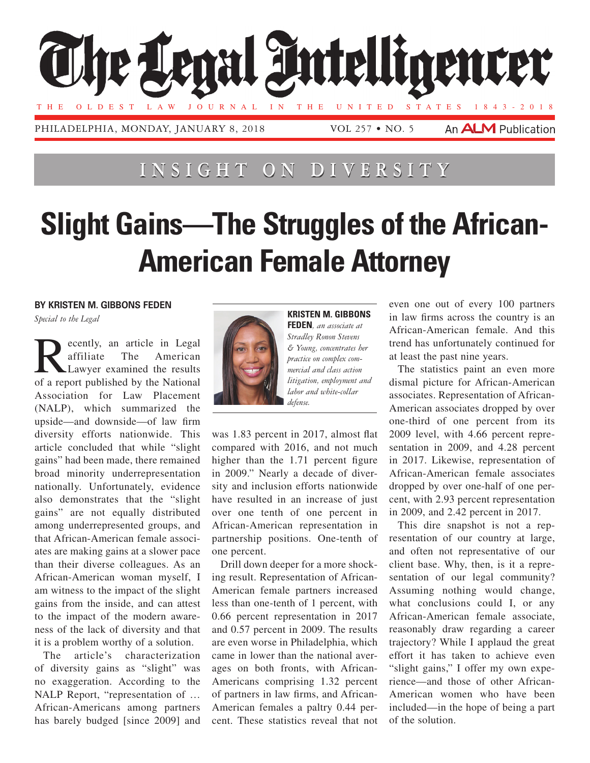# Slight Gains—The Struggles of the African-American Female Attorney

**BY KRISTEN M. GIBBONS FEDEN**

*Special to the Legal*

**KRISTEN M. GIBBONS FEDEN**, *an associate at Stradley Ronon Stevens & Young, concentrates her practice on complex commercial and class action litigation, employment and labor and white-collar defense.*

Recently, an article in Legal affiliate The American Lawyer examined the results of a report published by the National Association for Law Placement (NALP), which summarized the upside—and downside—of law firm diversity efforts nationwide. This article concluded that while "slight gains" had been made, there remained broad minority underrepresentation nationally. Unfortunately, evidence also demonstrates that the "slight gains" are not equally distributed among underrepresented groups, and that African-American female associates are making gains at a slower pace than their diverse colleagues. As an African-American woman myself, I am witness to the impact of the slight gains from the inside, and can attest to the impact of the modern awareness of the lack of diversity and that it is a problem worthy of a solution.

The article's characterization of diversity gains as "slight" was no exaggeration. According to the NALP Report, "representation of … African-Americans among partners has barely budged [since 2009] and was 1.83 percent in 2017, almost flat compared with 2016, and not much higher than the 1.71 percent figure in 2009." Nearly a decade of diversity and inclusion efforts nationwide have resulted in an increase of just over one tenth of one percent in African-American representation in partnership positions. One-tenth of one percent.

Drill down deeper for a more shocking result. Representation of African-American female partners increased less than one-tenth of 1 percent, with 0.66 percent representation in 2017 and 0.57 percent in 2009. The results are even worse in Philadelphia, which came in lower than the national averages on both fronts, with African-Americans comprising 1.32 percent of partners in law firms, and African-American females a paltry 0.44 percent. These statistics reveal that not even one out of every 100 partners in law firms across the country is an African-American female. And this trend has unfortunately continued for at least the past nine years.

The statistics paint an even more dismal picture for African-American associates. Representation of African-American associates dropped by over one-third of one percent from its 2009 level, with 4.66 percent representation in 2009, and 4.28 percent in 2017. Likewise, representation of African-American female associates dropped by over one-half of one percent, with 2.93 percent representation in 2009, and 2.42 percent in 2017.

This dire snapshot is not a representation of our country at large, and often not representative of our client base. Why, then, is it a representation of our legal community? Assuming nothing would change, what conclusions could I, or any African-American female associate, reasonably draw regarding a career trajectory? While I applaud the great effort it has taken to achieve even "slight gains," I offer my own experience—and those of other African-American women who have been included—in the hope of being a part of the solution.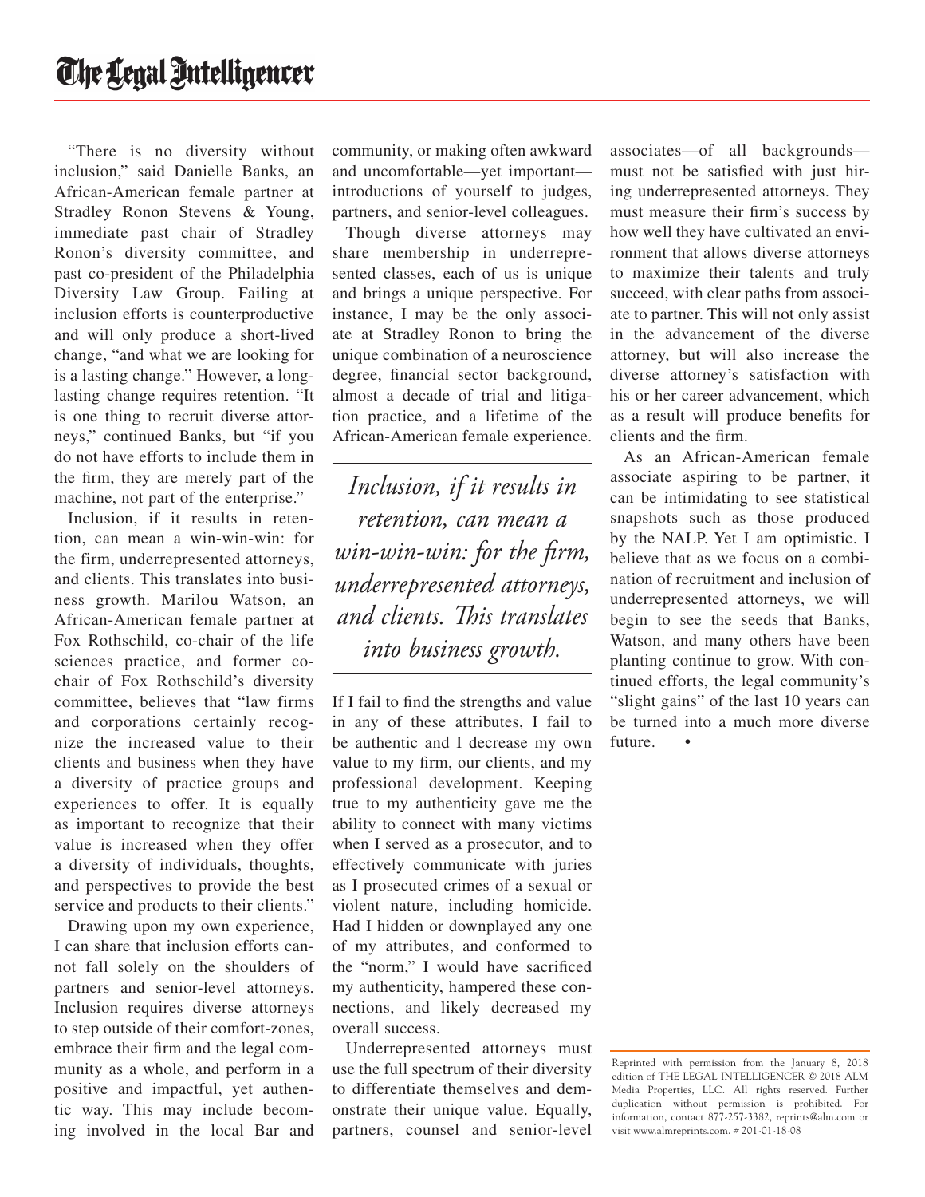"There is no diversity without inclusion," said Danielle Banks, an African-American female partner at Stradley Ronon Stevens & Young, immediate past chair of Stradley Ronon's diversity committee, and past co-president of the Philadelphia Diversity Law Group. Failing at inclusion efforts is counterproductive and will only produce a short-lived change, "and what we are looking for is a lasting change." However, a long-lasting change requires retention. "It is one thing to recruit diverse attorneys," continued Banks, but "if you do not have efforts to include them in the firm, they are merely part of the machine, not part of the enterprise."

Inclusion, if it results in retention, can mean a win-win-win: for the firm, underrepresented attorneys, and clients. This translates into business growth. Marilou Watson, an African-American female partner at Fox Rothschild, co-chair of the life sciences practice, and former co-chair of Fox Rothschild's diversity committee, believes that "law firms and corporations certainly recognize the increased value to their clients and business when they have a diversity of practice groups and experiences to offer. It is equally as important to recognize that their value is increased when they offer a diversity of individuals, thoughts, and perspectives to provide the best service and products to their clients."

Drawing upon my own experience, I can share that inclusion efforts cannot fall solely on the shoulders of partners and senior-level attorneys. Inclusion requires diverse attorneys to step outside of their comfort-zones, embrace their firm and the legal community as a whole, and perform in a positive and impactful, yet authentic way. This may include becoming involved in the local Bar and community, or making often awkward and uncomfortable—yet important—introductions of yourself to judges, partners, and senior-level colleagues.

Though diverse attorneys may share membership in underrepresented classes, each of us is unique and brings a unique perspective. For instance, I may be the only associate at Stradley Ronon to bring the unique combination of a neuroscience degree, financial sector background, almost a decade of trial and litigation practice, and a lifetime of the African-American female experience.

> *Inclusion, if it results in retention, can mean a win-win-win: for the firm, underrepresented attorneys, and clients. This translates into business growth.*

If I fail to find the strengths and value in any of these attributes, I fail to be authentic and I decrease my own value to my firm, our clients, and my professional development. Keeping true to my authenticity gave me the ability to connect with many victims when I served as a prosecutor, and to effectively communicate with juries as I prosecuted crimes of a sexual or violent nature, including homicide. Had I hidden or downplayed any one of my attributes, and conformed to the "norm," I would have sacrificed my authenticity, hampered these connections, and likely decreased my overall success.

Underrepresented attorneys must use the full spectrum of their diversity to differentiate themselves and demonstrate their unique value. Equally, partners, counsel and senior-level associates—of all backgrounds—must not be satisfied with just hiring underrepresented attorneys. They must measure their firm's success by how well they have cultivated an environment that allows diverse attorneys to maximize their talents and truly succeed, with clear paths from associate to partner. This will not only assist in the advancement of the diverse attorney, but will also increase the diverse attorney's satisfaction with his or her career advancement, which as a result will produce benefits for clients and the firm.

As an African-American female associate aspiring to be partner, it can be intimidating to see statistical snapshots such as those produced by the NALP. Yet I am optimistic. I believe that as we focus on a combination of recruitment and inclusion of underrepresented attorneys, we will begin to see the seeds that Banks, Watson, and many others have been planting continue to grow. With continued efforts, the legal community's "slight gains" of the last 10 years can be turned into a much more diverse future. •

Reprinted with permission from the January 8, 2018 edition of THE LEGAL INTELLIGENCER © 2018 ALM Media Properties, LLC. All rights reserved. Further duplication without permission is prohibited. For information, contact 877-257-3382, reprints@alm.com or visit www.almreprints.com. # 201-01-18-08